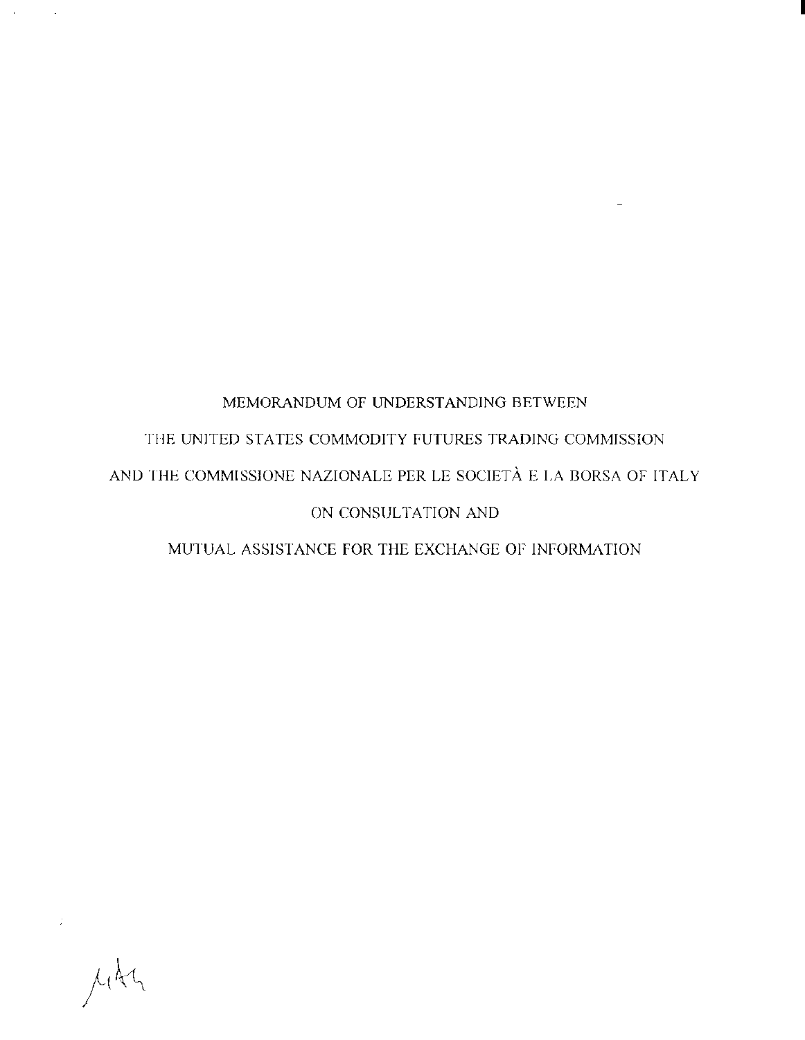# MEMORANDUM OF UNDERSTANDING BETWEEN THE UNITED STATES COMMODITY FUTURES TRADING COMMISSION AND THE COMMISSIONE NAZIONALE PER LE SOCIETÀ E LA BORSA OF ITALY ON CONSULTATION AND MUTUAL ASSISTANCE FOR THE EXCHANGE OF INFORMATION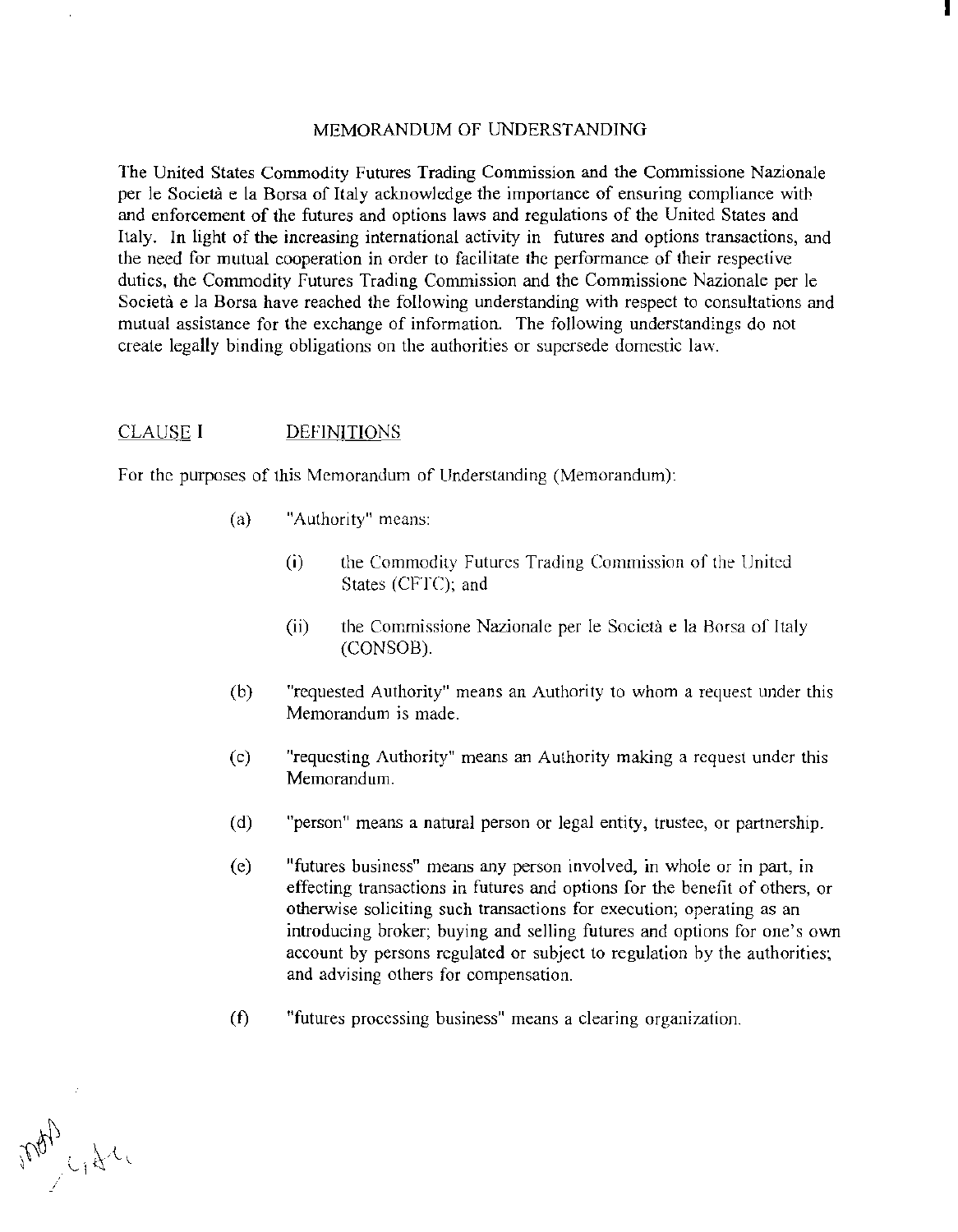# MEMORANDUM OF UNDERSTANDING

The United States Commodity Futures Trading Commission and the Commissione Nazionale per le Società e la Borsa of Italy acknowledge the importance of ensuring compliance with and enforcement of the futures and options laws and regulations of the United States and Italy. In light of the increasing international activity in futures and options transactions, and the need for mutual cooperation in order to facilitate the performance of their respective duties, the Commodity Futures Trading Commission and the Commissione Nazionale per le Società e la Borsa have reached the following understanding with respect to consultations and mutual assistance for the exchange of information. The following understandings do not create legally binding obligations on the authorities or supersede domestic law.

## CLAUSE I DEFINITIONS

For the purposes of this Memorandum of Understanding (Memorandum):

(a) "Authority" means:

(i) the Commodity Futures Trading Commission of the United States (CFTC); and

(ii) the Commissione Nazionale per le Società e la Borsa of Italy (CONSOB).

(b) "requested Authority" means an Authority to whom a request under this Memorandum is made.

(c) "requesting Authority" means an Authority making a request under this Memorandum.

(d) "person" means a natural person or legal entity, trustee, or partnership.

(e) "futures business" means any person involved, in whole or in part, in effecting transactions in futures and options for the benefit of others, or otherwise soliciting such transactions for execution; operating as an introducing broker; buying and selling futures and options for one's own account by persons regulated or subject to regulation by the authorities; and advising others for compensation.

(f) "futures processing business" means a clearing organization.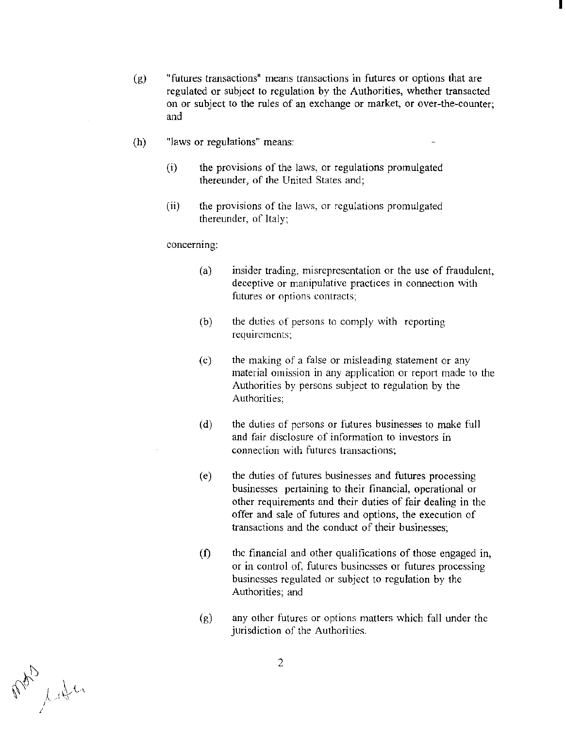(g) "futures transactions" means transactions in futures or options that are regulated or subject to regulation by the Authorities, whether transacted on or subject to the rules of an exchange or market, or over-the-counter; and

(h) "laws or regulations" means:

  (i) the provisions of the laws, or regulations promulgated thereunder, of the United States and;

  (ii) the provisions of the laws, or regulations promulgated thereunder, of Italy;

  concerning:

    (a) insider trading, misrepresentation or the use of fraudulent, deceptive or manipulative practices in connection with futures or options contracts;

    (b) the duties of persons to comply with reporting requirements;

    (c) the making of a false or misleading statement or any material omission in any application or report made to the Authorities by persons subject to regulation by the Authorities;

    (d) the duties of persons or futures businesses to make full and fair disclosure of information to investors in connection with futures transactions;

    (e) the duties of futures businesses and futures processing businesses pertaining to their financial, operational or other requirements and their duties of fair dealing in the offer and sale of futures and options, the execution of transactions and the conduct of their businesses;

    (f) the financial and other qualifications of those engaged in, or in control of, futures businesses or futures processing businesses regulated or subject to regulation by the Authorities; and

    (g) any other futures or options matters which fall under the jurisdiction of the Authorities.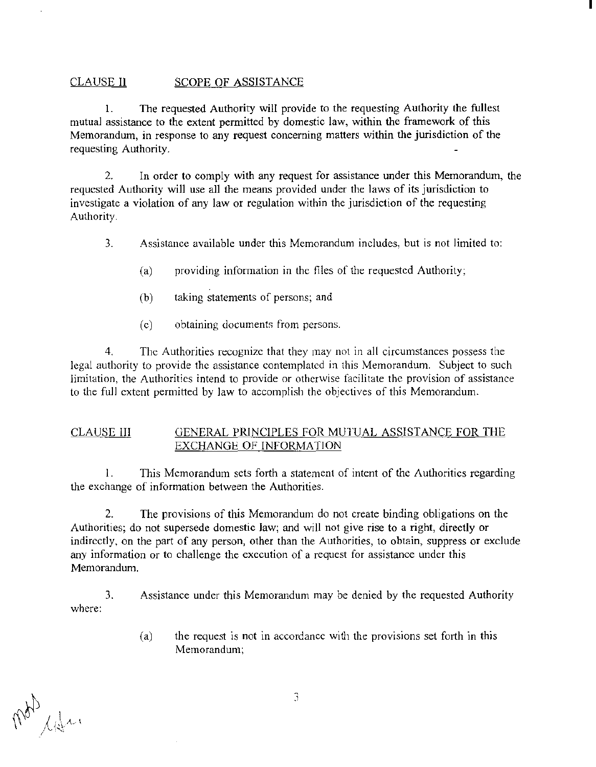## CLAUSE II SCOPE OF ASSISTANCE

1. The requested Authority will provide to the requesting Authority the fullest mutual assistance to the extent permitted by domestic law, within the framework of this Memorandum, in response to any request concerning matters within the jurisdiction of the requesting Authority.

2. In order to comply with any request for assistance under this Memorandum, the requested Authority will use all the means provided under the laws of its jurisdiction to investigate a violation of any law or regulation within the jurisdiction of the requesting Authority.

3. Assistance available under this Memorandum includes, but is not limited to:

   (a) providing information in the files of the requested Authority;

   (b) taking statements of persons; and

   (c) obtaining documents from persons.

4. The Authorities recognize that they may not in all circumstances possess the legal authority to provide the assistance contemplated in this Memorandum. Subject to such limitation, the Authorities intend to provide or otherwise facilitate the provision of assistance to the full extent permitted by law to accomplish the objectives of this Memorandum.

## CLAUSE III GENERAL PRINCIPLES FOR MUTUAL ASSISTANCE FOR THE EXCHANGE OF INFORMATION

1. This Memorandum sets forth a statement of intent of the Authorities regarding the exchange of information between the Authorities.

2. The provisions of this Memorandum do not create binding obligations on the Authorities; do not supersede domestic law; and will not give rise to a right, directly or indirectly, on the part of any person, other than the Authorities, to obtain, suppress or exclude any information or to challenge the execution of a request for assistance under this Memorandum.

3. Assistance under this Memorandum may be denied by the requested Authority where:

   (a) the request is not in accordance with the provisions set forth in this Memorandum;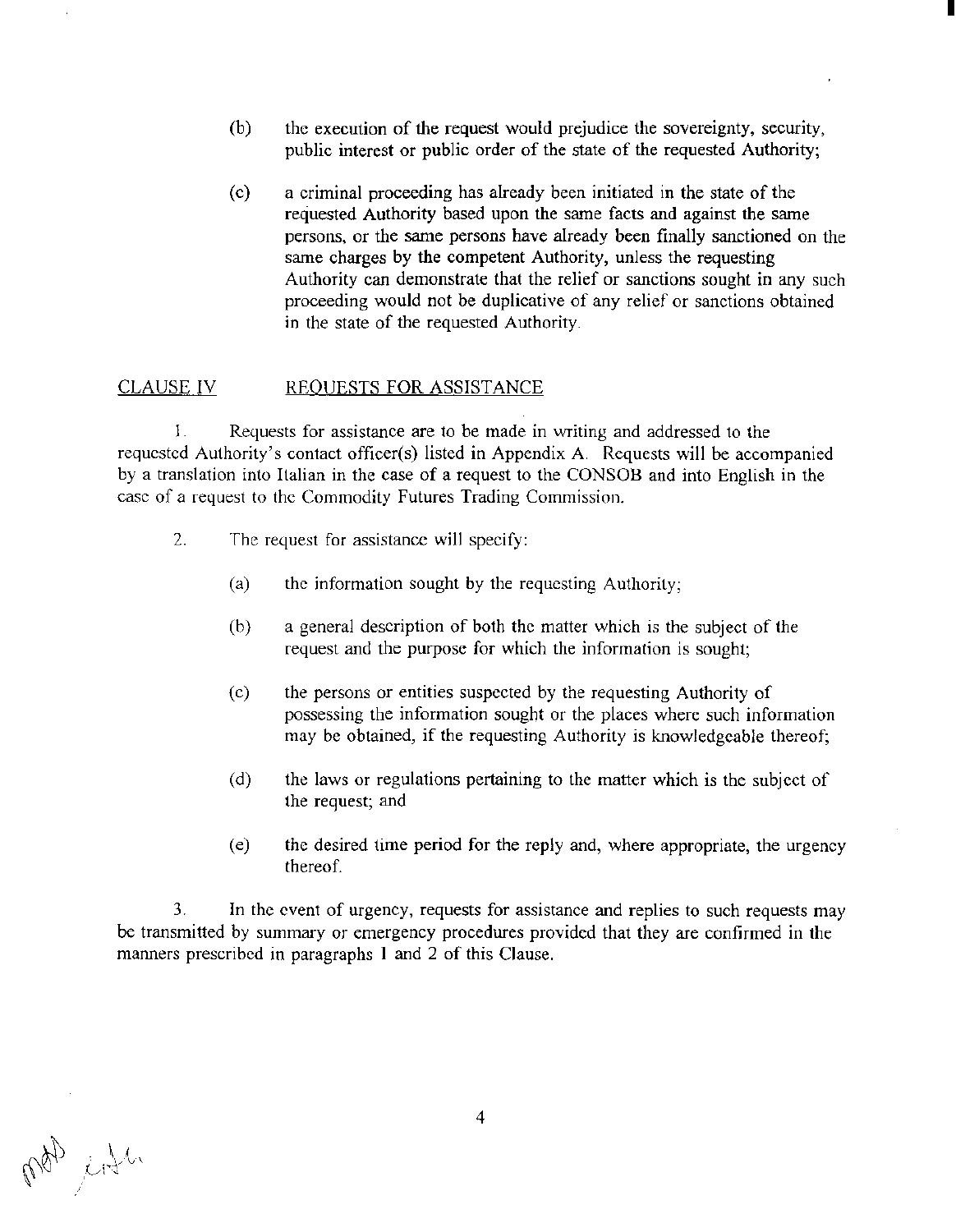(b) the execution of the request would prejudice the sovereignty, security, public interest or public order of the state of the requested Authority;

(c) a criminal proceeding has already been initiated in the state of the requested Authority based upon the same facts and against the same persons, or the same persons have already been finally sanctioned on the same charges by the competent Authority, unless the requesting Authority can demonstrate that the relief or sanctions sought in any such proceeding would not be duplicative of any relief or sanctions obtained in the state of the requested Authority.

## CLAUSE IV REQUESTS FOR ASSISTANCE

1. Requests for assistance are to be made in writing and addressed to the requested Authority's contact officer(s) listed in Appendix A. Requests will be accompanied by a translation into Italian in the case of a request to the CONSOB and into English in the case of a request to the Commodity Futures Trading Commission.

2. The request for assistance will specify:

   (a) the information sought by the requesting Authority;

   (b) a general description of both the matter which is the subject of the request and the purpose for which the information is sought;

   (c) the persons or entities suspected by the requesting Authority of possessing the information sought or the places where such information may be obtained, if the requesting Authority is knowledgeable thereof;

   (d) the laws or regulations pertaining to the matter which is the subject of the request; and

   (e) the desired time period for the reply and, where appropriate, the urgency thereof.

3. In the event of urgency, requests for assistance and replies to such requests may be transmitted by summary or emergency procedures provided that they are confirmed in the manners prescribed in paragraphs 1 and 2 of this Clause.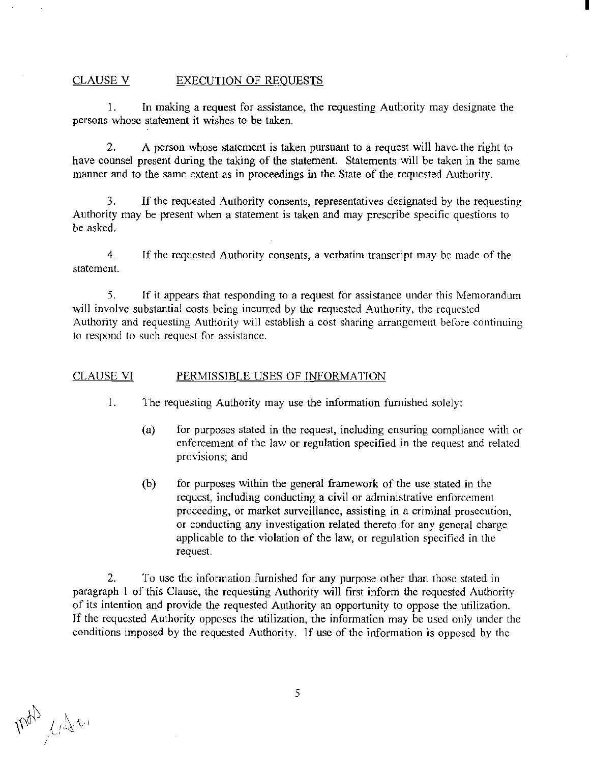CLAUSE V EXECUTION OF REQUESTS

1. In making a request for assistance, the requesting Authority may designate the persons whose statement it wishes to be taken.

2. A person whose statement is taken pursuant to a request will have the right to have counsel present during the taking of the statement. Statements will be taken in the same manner and to the same extent as in proceedings in the State of the requested Authority.

3. If the requested Authority consents, representatives designated by the requesting Authority may be present when a statement is taken and may prescribe specific questions to be asked.

4. If the requested Authority consents, a verbatim transcript may be made of the statement.

5. If it appears that responding to a request for assistance under this Memorandum will involve substantial costs being incurred by the requested Authority, the requested Authority and requesting Authority will establish a cost sharing arrangement before continuing to respond to such request for assistance.

CLAUSE VI PERMISSIBLE USES OF INFORMATION

1. The requesting Authority may use the information furnished solely:

   (a) for purposes stated in the request, including ensuring compliance with or enforcement of the law or regulation specified in the request and related provisions; and

   (b) for purposes within the general framework of the use stated in the request, including conducting a civil or administrative enforcement proceeding, or market surveillance, assisting in a criminal prosecution, or conducting any investigation related thereto for any general charge applicable to the violation of the law, or regulation specified in the request.

2. To use the information furnished for any purpose other than those stated in paragraph 1 of this Clause, the requesting Authority will first inform the requested Authority of its intention and provide the requested Authority an opportunity to oppose the utilization. If the requested Authority opposes the utilization, the information may be used only under the conditions imposed by the requested Authority. If use of the information is opposed by the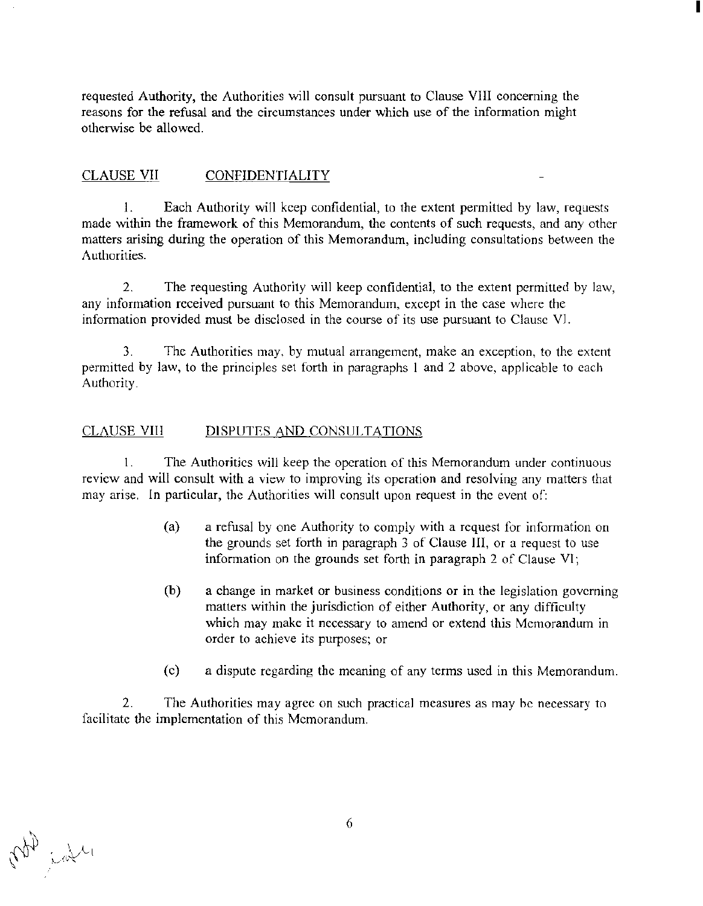requested Authority, the Authorities will consult pursuant to Clause VIII concerning the reasons for the refusal and the circumstances under which use of the information might otherwise be allowed.

## CLAUSE VII CONFIDENTIALITY

1. Each Authority will keep confidential, to the extent permitted by law, requests made within the framework of this Memorandum, the contents of such requests, and any other matters arising during the operation of this Memorandum, including consultations between the Authorities.

2. The requesting Authority will keep confidential, to the extent permitted by law, any information received pursuant to this Memorandum, except in the case where the information provided must be disclosed in the course of its use pursuant to Clause VI.

3. The Authorities may, by mutual arrangement, make an exception, to the extent permitted by law, to the principles set forth in paragraphs 1 and 2 above, applicable to each Authority.

## CLAUSE VIII DISPUTES AND CONSULTATIONS

1. The Authorities will keep the operation of this Memorandum under continuous review and will consult with a view to improving its operation and resolving any matters that may arise. In particular, the Authorities will consult upon request in the event of:

   (a) a refusal by one Authority to comply with a request for information on the grounds set forth in paragraph 3 of Clause III, or a request to use information on the grounds set forth in paragraph 2 of Clause VI;

   (b) a change in market or business conditions or in the legislation governing matters within the jurisdiction of either Authority, or any difficulty which may make it necessary to amend or extend this Memorandum in order to achieve its purposes; or

   (c) a dispute regarding the meaning of any terms used in this Memorandum.

2. The Authorities may agree on such practical measures as may be necessary to facilitate the implementation of this Memorandum.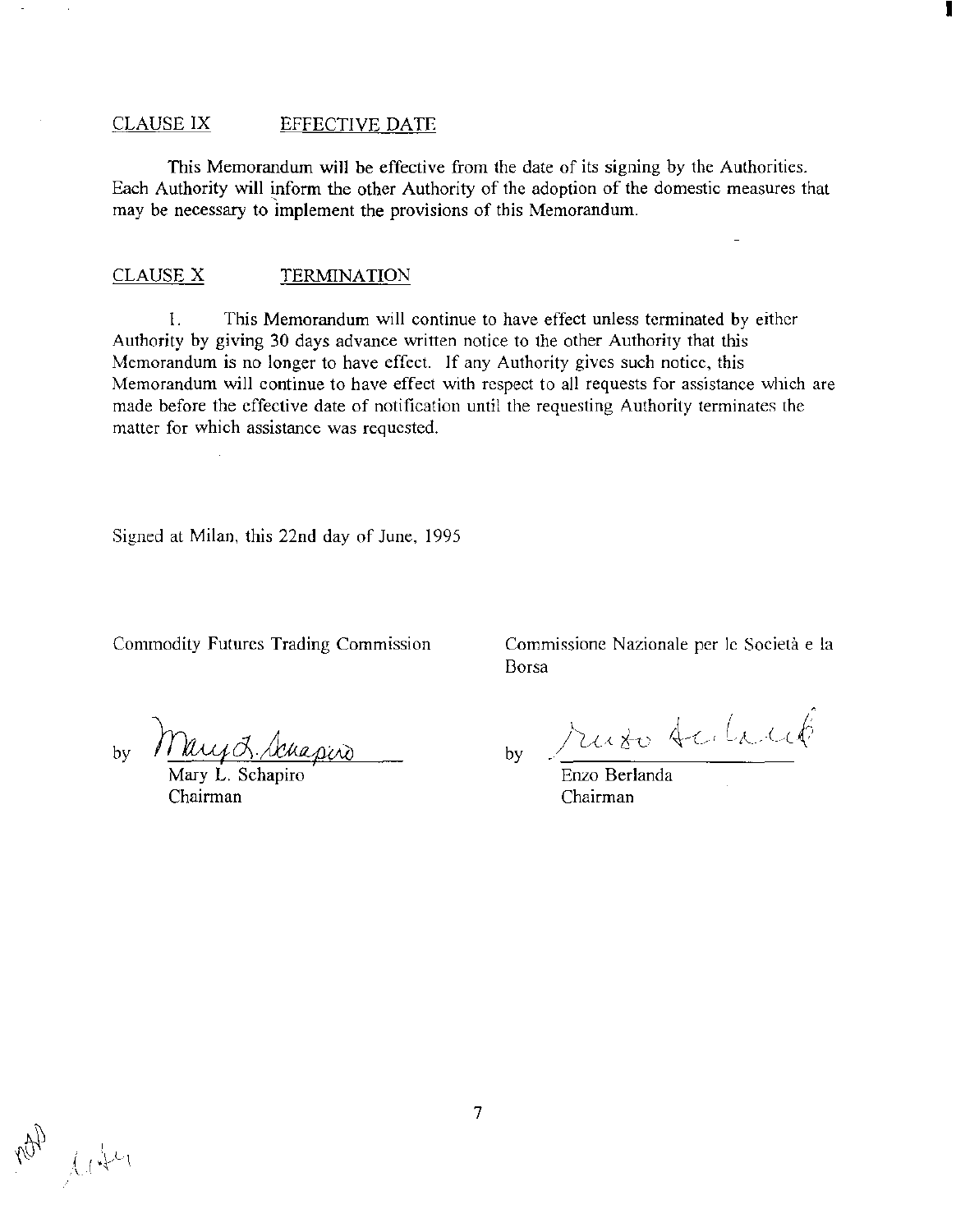## CLAUSE IX EFFECTIVE DATE

This Memorandum will be effective from the date of its signing by the Authorities. Each Authority will inform the other Authority of the adoption of the domestic measures that may be necessary to implement the provisions of this Memorandum.

## CLAUSE X TERMINATION

1. This Memorandum will continue to have effect unless terminated by either Authority by giving 30 days advance written notice to the other Authority that this Memorandum is no longer to have effect. If any Authority gives such notice, this Memorandum will continue to have effect with respect to all requests for assistance which are made before the effective date of notification until the requesting Authority terminates the matter for which assistance was requested.

Signed at Milan, this 22nd day of June, 1995

| Commodity Futures Trading Commission | Commissione Nazionale per le Società e la Borsa |
|---|---|
| by *Mary L. Schapiro* | by *Enzo Berlanda* |
| Mary L. Schapiro | Enzo Berlanda |
| Chairman | Chairman |